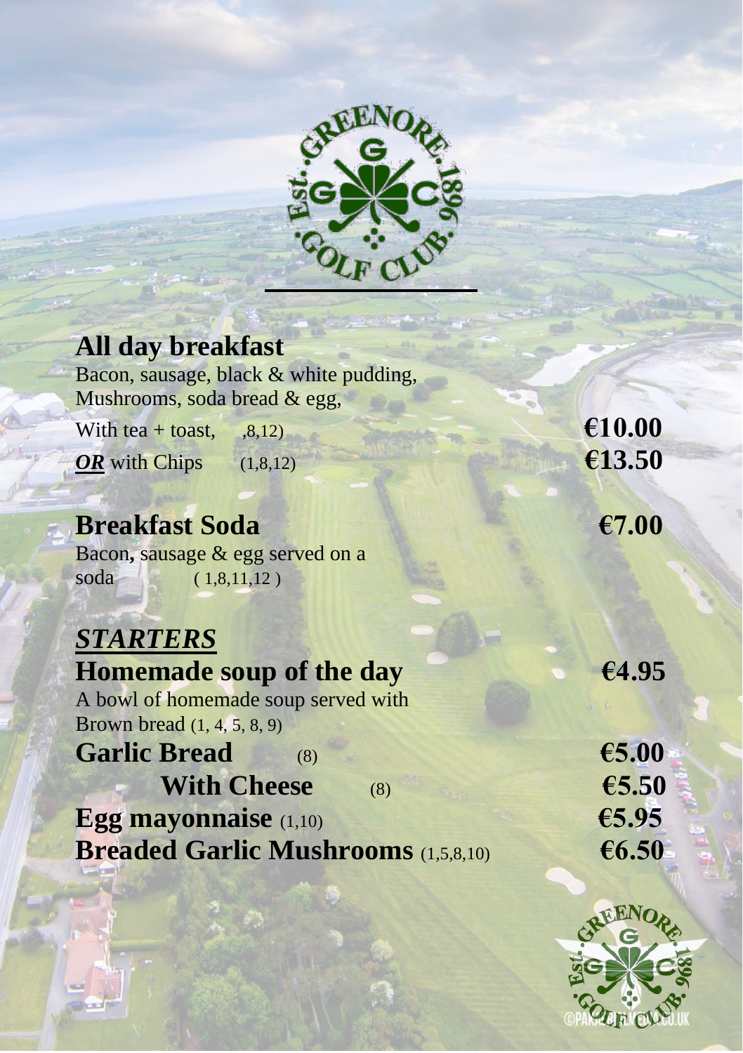## All day breakfast

Bacon, sausage, black & white pudding,
Mushrooms, soda bread & egg,

With tea + toast, ,8,12) **€10.00**

***OR*** with Chips (1,8,12) **€13.50**

## Breakfast Soda **€7.00**

Bacon, sausage & egg served on a soda ( 1,8,11,12 )

## *STARTERS*

**Homemade soup of the day** **€4.95**

A bowl of homemade soup served with Brown bread (1, 4, 5, 8, 9)

**Garlic Bread** (8) **€5.00**

**With Cheese** (8) **€5.50**

**Egg mayonnaise** (1,10) **€5.95**

**Breaded Garlic Mushrooms** (1,5,8,10) **€6.50**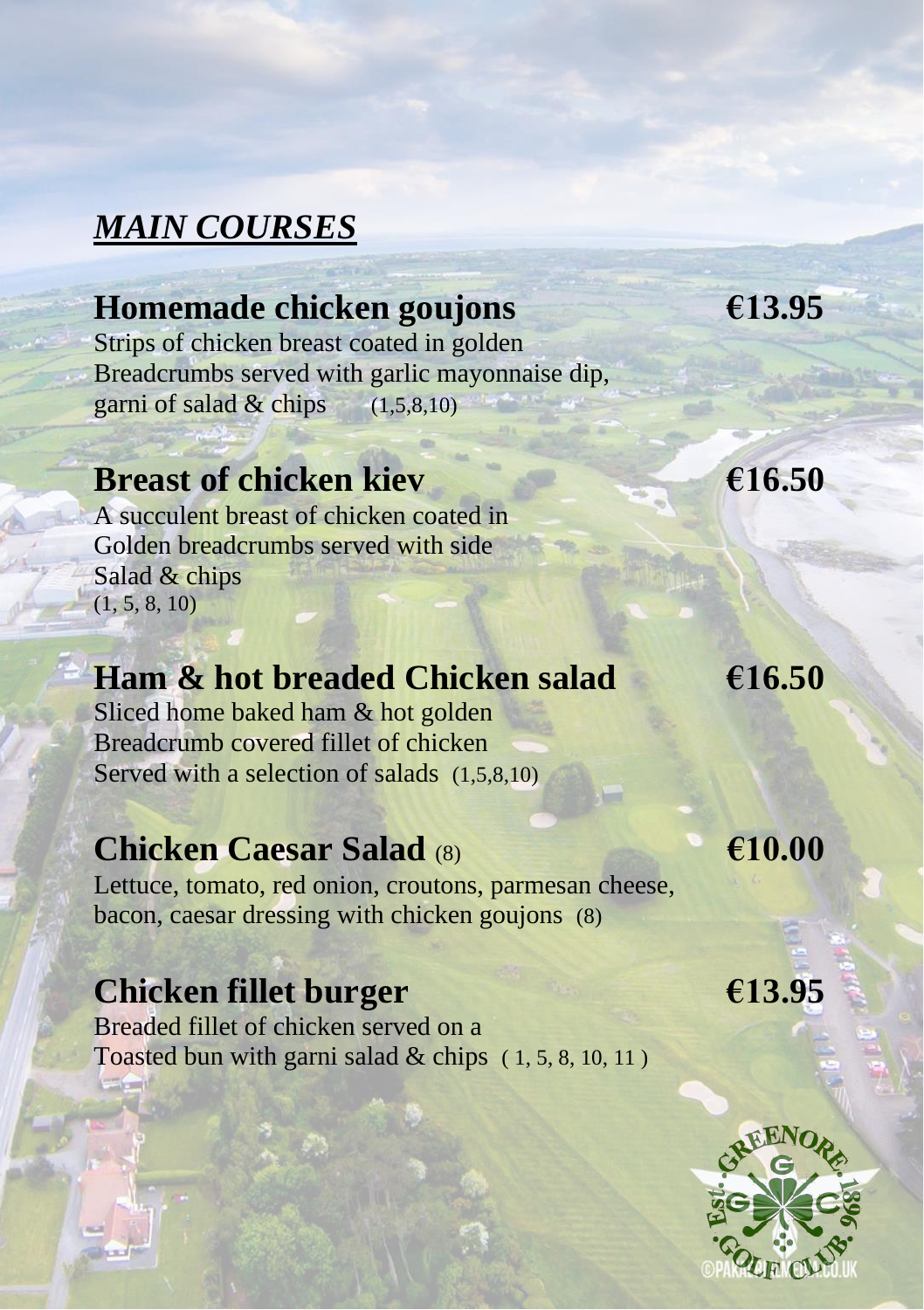# ***MAIN COURSES***

## Homemade chicken goujons €13.95

Strips of chicken breast coated in golden
Breadcrumbs served with garlic mayonnaise dip,
garni of salad & chips (1,5,8,10)

## Breast of chicken kiev €16.50

A succulent breast of chicken coated in
Golden breadcrumbs served with side
Salad & chips
(1, 5, 8, 10)

## Ham & hot breaded Chicken salad €16.50

Sliced home baked ham & hot golden
Breadcrumb covered fillet of chicken
Served with a selection of salads (1,5,8,10)

## Chicken Caesar Salad (8) €10.00

Lettuce, tomato, red onion, croutons, parmesan cheese,
bacon, caesar dressing with chicken goujons (8)

## Chicken fillet burger €13.95

Breaded fillet of chicken served on a
Toasted bun with garni salad & chips ( 1, 5, 8, 10, 11 )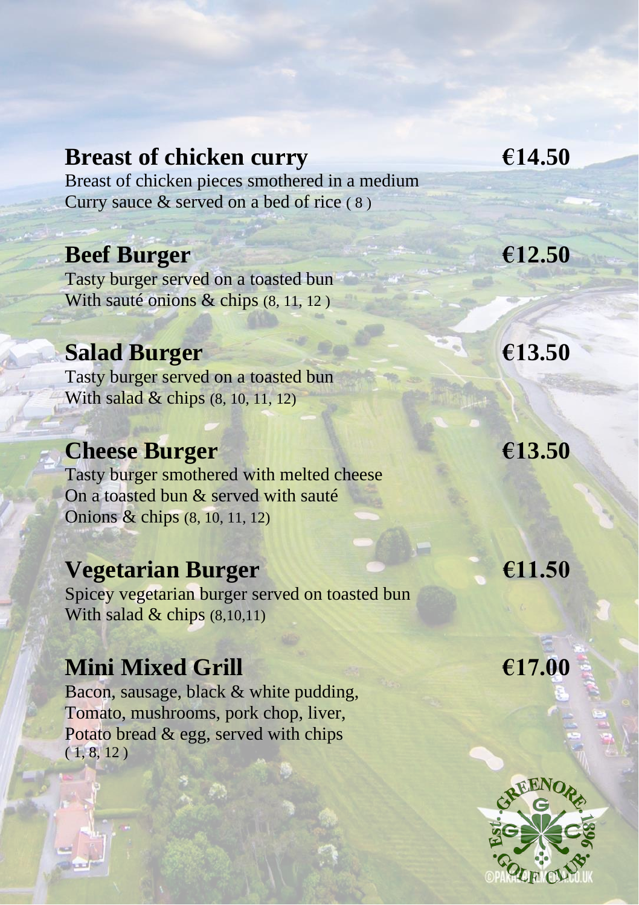## Breast of chicken curry €14.50

Breast of chicken pieces smothered in a medium
Curry sauce & served on a bed of rice ( 8 )

## Beef Burger €12.50

Tasty burger served on a toasted bun
With sauté onions & chips (8, 11, 12 )

## Salad Burger €13.50

Tasty burger served on a toasted bun
With salad & chips (8, 10, 11, 12)

## Cheese Burger €13.50

Tasty burger smothered with melted cheese
On a toasted bun & served with sauté
Onions & chips (8, 10, 11, 12)

## Vegetarian Burger €11.50

Spicey vegetarian burger served on toasted bun
With salad & chips (8,10,11)

## Mini Mixed Grill €17.00

Bacon, sausage, black & white pudding,
Tomato, mushrooms, pork chop, liver,
Potato bread & egg, served with chips
( 1, 8, 12 )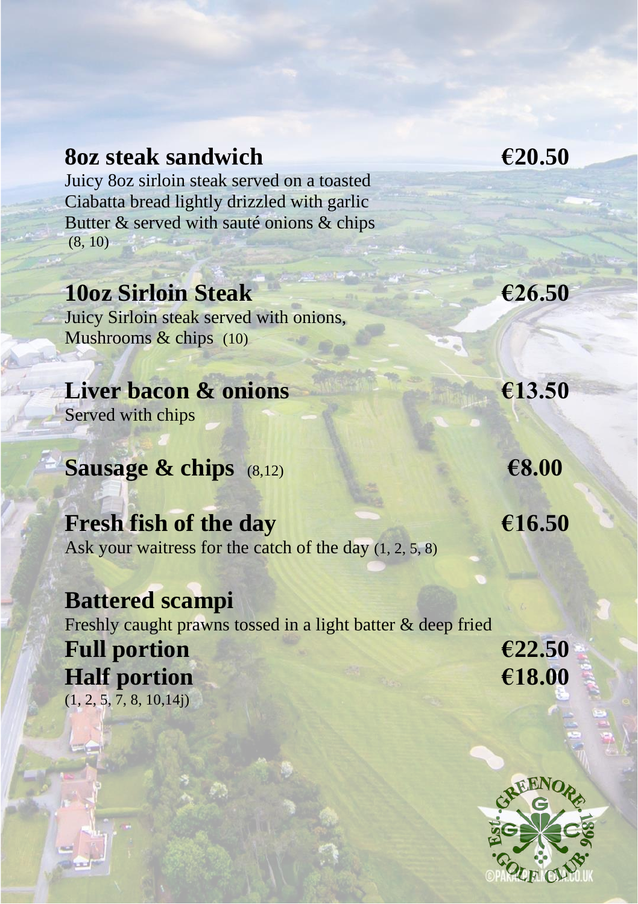## 8oz steak sandwich — €20.50

Juicy 8oz sirloin steak served on a toasted Ciabatta bread lightly drizzled with garlic Butter & served with sauté onions & chips (8, 10)

## 10oz Sirloin Steak — €26.50

Juicy Sirloin steak served with onions, Mushrooms & chips (10)

## Liver bacon & onions — €13.50

Served with chips

## Sausage & chips (8,12) — €8.00

## Fresh fish of the day — €16.50

Ask your waitress for the catch of the day (1, 2, 5, 8)

## Battered scampi

Freshly caught prawns tossed in a light batter & deep fried

**Full portion** — **€22.50**
**Half portion** — **€18.00**

(1, 2, 5, 7, 8, 10,14j)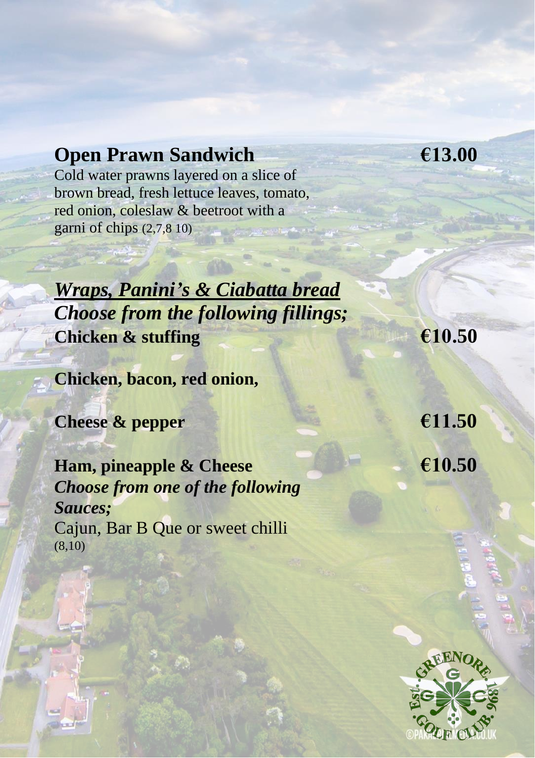## Open Prawn Sandwich **€13.00**

Cold water prawns layered on a slice of brown bread, fresh lettuce leaves, tomato, red onion, coleslaw & beetroot with a garni of chips (2,7,8 10)

## *Wraps, Panini's & Ciabatta bread*

### *Choose from the following fillings;*

**Chicken & stuffing** **€10.50**

**Chicken, bacon, red onion,**

**Cheese & pepper** **€11.50**

**Ham, pineapple & Cheese** **€10.50**

***Choose from one of the following Sauces;***

Cajun, Bar B Que or sweet chilli (8,10)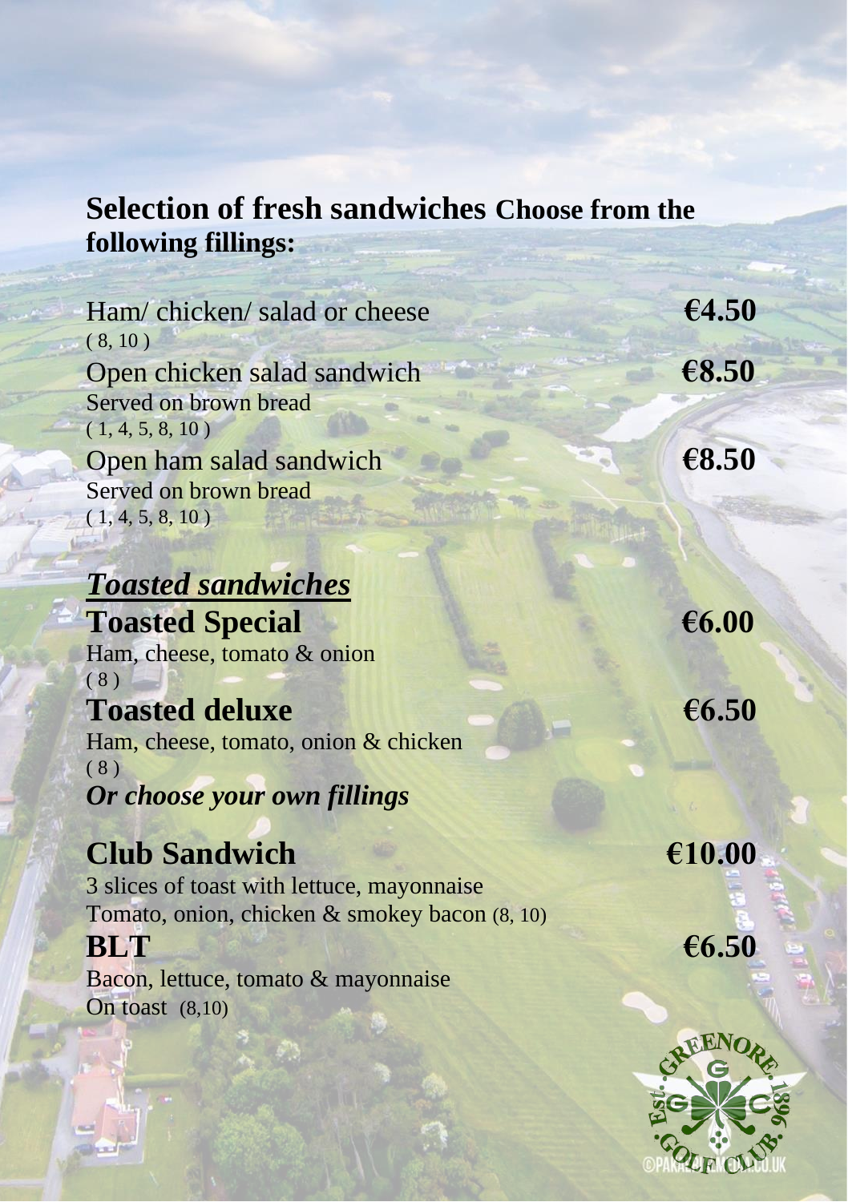## Selection of fresh sandwiches **Choose from the following fillings:**

Ham/ chicken/ salad or cheese **€4.50**
( 8, 10 )

Open chicken salad sandwich **€8.50**
Served on brown bread
( 1, 4, 5, 8, 10 )

Open ham salad sandwich **€8.50**
Served on brown bread
( 1, 4, 5, 8, 10 )

## ***Toasted sandwiches***

**Toasted Special** **€6.00**
Ham, cheese, tomato & onion
( 8 )

**Toasted deluxe** **€6.50**
Ham, cheese, tomato, onion & chicken
( 8 )

***Or choose your own fillings***

**Club Sandwich** **€10.00**
3 slices of toast with lettuce, mayonnaise
Tomato, onion, chicken & smokey bacon (8, 10)

**BLT** **€6.50**
Bacon, lettuce, tomato & mayonnaise
On toast (8,10)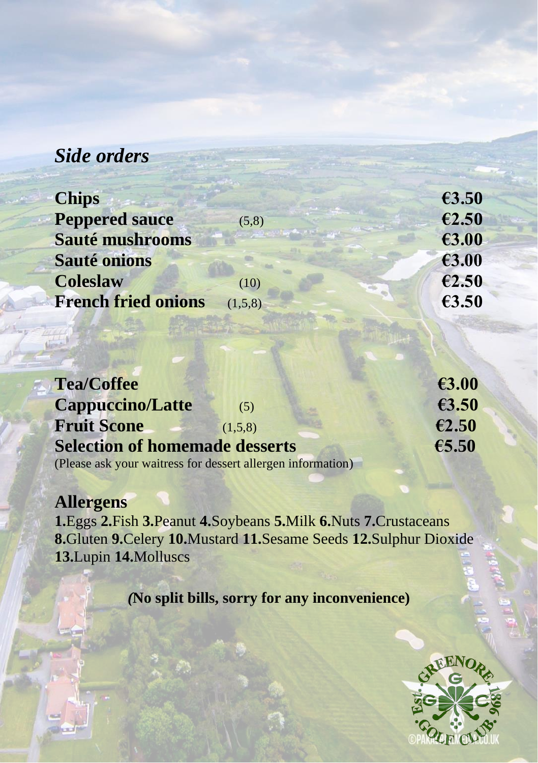## *Side orders*

| | | |
|---|---|---|
| **Chips** | | **€3.50** |
| **Peppered sauce** | (5,8) | **€2.50** |
| **Sauté mushrooms** | | **€3.00** |
| **Sauté onions** | | **€3.00** |
| **Coleslaw** | (10) | **€2.50** |
| **French fried onions** | (1,5,8) | **€3.50** |

| | | |
|---|---|---|
| **Tea/Coffee** | | **€3.00** |
| **Cappuccino/Latte** | (5) | **€3.50** |
| **Fruit Scone** | (1,5,8) | **€2.50** |
| **Selection of homemade desserts** | | **€5.50** |

(Please ask your waitress for dessert allergen information)

## Allergens

**1.**Eggs **2.**Fish **3.**Peanut **4.**Soybeans **5.**Milk **6.**Nuts **7.**Crustaceans **8.**Gluten **9.**Celery **10.**Mustard **11.**Sesame Seeds **12.**Sulphur Dioxide **13.**Lupin **14.**Molluscs

**(No split bills, sorry for any inconvenience)**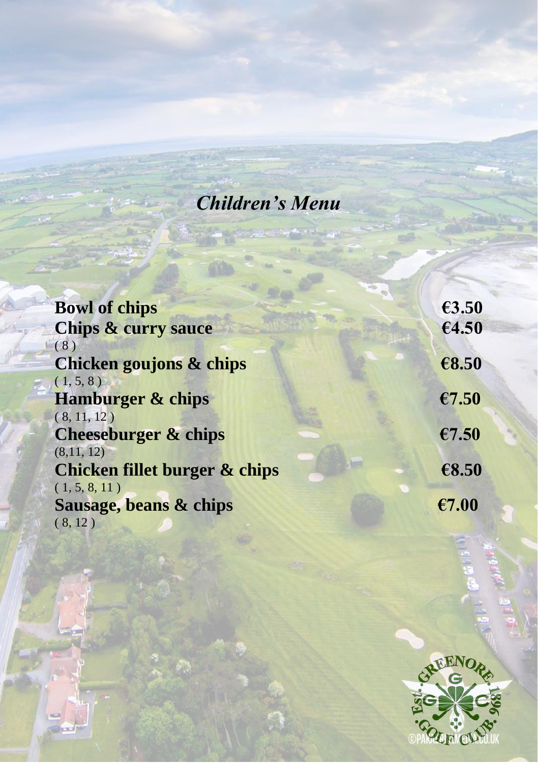# *Children's Menu*

| | |
|---|---|
| **Bowl of chips** | **€3.50** |
| **Chips & curry sauce** (8) | **€4.50** |
| **Chicken goujons & chips** (1, 5, 8) | **€8.50** |
| **Hamburger & chips** (8, 11, 12) | **€7.50** |
| **Cheeseburger & chips** (8,11, 12) | **€7.50** |
| **Chicken fillet burger & chips** (1, 5, 8, 11) | **€8.50** |
| **Sausage, beans & chips** (8, 12) | **€7.00** |